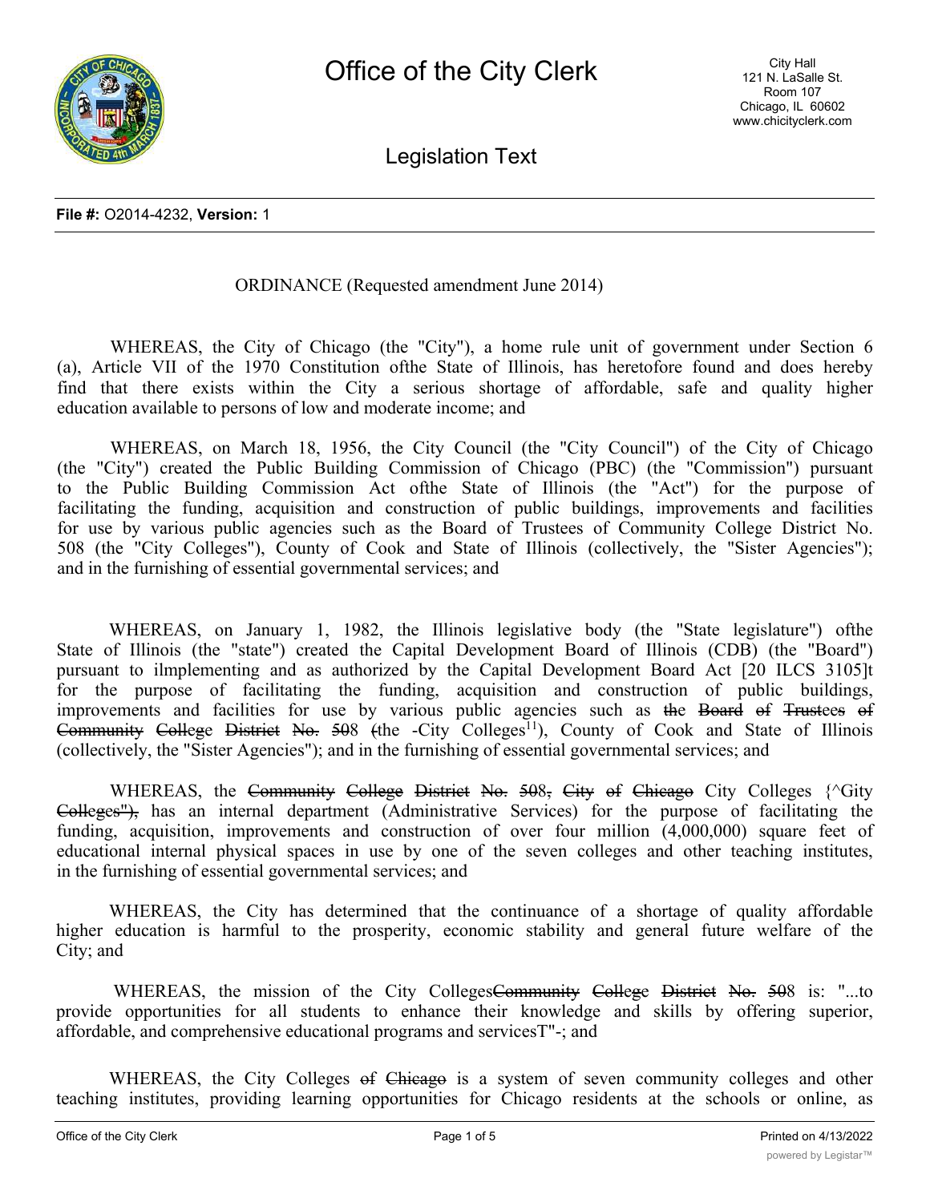# Office of the City Clerk

City Hall
121 N. LaSalle St.
Room 107
Chicago, IL 60602
www.chicityclerk.com

## Legislation Text

**File #:** O2014-4232, **Version:** 1

ORDINANCE (Requested amendment June 2014)

WHEREAS, the City of Chicago (the "City"), a home rule unit of government under Section 6 (a), Article VII of the 1970 Constitution ofthe State of Illinois, has heretofore found and does hereby find that there exists within the City a serious shortage of affordable, safe and quality higher education available to persons of low and moderate income; and

WHEREAS, on March 18, 1956, the City Council (the "City Council") of the City of Chicago (the "City") created the Public Building Commission of Chicago (PBC) (the "Commission") pursuant to the Public Building Commission Act ofthe State of Illinois (the "Act") for the purpose of facilitating the funding, acquisition and construction of public buildings, improvements and facilities for use by various public agencies such as the Board of Trustees of Community College District No. 508 (the "City Colleges"), County of Cook and State of Illinois (collectively, the "Sister Agencies"); and in the furnishing of essential governmental services; and

WHEREAS, on January 1, 1982, the Illinois legislative body (the "State legislature") ofthe State of Illinois (the "state") created the Capital Development Board of Illinois (CDB) (the "Board") pursuant to ilmplementing and as authorized by the Capital Development Board Act [20 ILCS 3105]t for the purpose of facilitating the funding, acquisition and construction of public buildings, improvements and facilities for use by various public agencies such as ~~the Board of Trustees of Community College District No. 50~~8 ~~(~~the -City Colleges[11]), County of Cook and State of Illinois (collectively, the "Sister Agencies"); and in the furnishing of essential governmental services; and

WHEREAS, the ~~Community College District No. 508, City of Chicago~~ City Colleges {^Gity ~~Colleges"),~~ has an internal department (Administrative Services) for the purpose of facilitating the funding, acquisition, improvements and construction of over four million (4,000,000) square feet of educational internal physical spaces in use by one of the seven colleges and other teaching institutes, in the furnishing of essential governmental services; and

WHEREAS, the City has determined that the continuance of a shortage of quality affordable higher education is harmful to the prosperity, economic stability and general future welfare of the City; and

WHEREAS, the mission of the City Colleges~~Community College District No. 50~~8 is: "...to provide opportunities for all students to enhance their knowledge and skills by offering superior, affordable, and comprehensive educational programs and servicesT"-; and

WHEREAS, the City Colleges ~~of Chicago~~ is a system of seven community colleges and other teaching institutes, providing learning opportunities for Chicago residents at the schools or online, as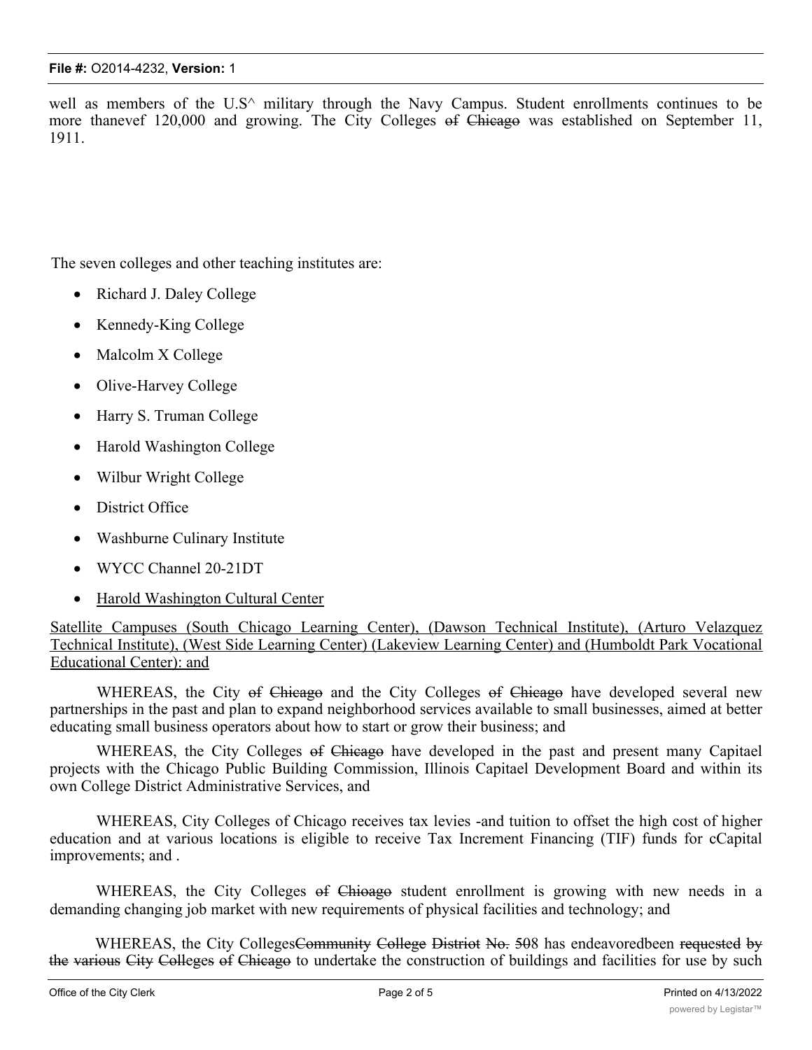well as members of the U.S^ military through the Navy Campus. Student enrollments continues to be more thanevef 120,000 and growing. The City Colleges ~~of~~ ~~Chicago~~ was established on September 11, 1911.

The seven colleges and other teaching institutes are:

- Richard J. Daley College
- Kennedy-King College
- Malcolm X College
- Olive-Harvey College
- Harry S. Truman College
- Harold Washington College
- Wilbur Wright College
- District Office
- Washburne Culinary Institute
- WYCC Channel 20-21DT
- <u>Harold Washington Cultural Center</u>

<u>Satellite Campuses (South Chicago Learning Center), (Dawson Technical Institute), (Arturo Velazquez Technical Institute), (West Side Learning Center) (Lakeview Learning Center) and (Humboldt Park Vocational Educational Center): and</u>

WHEREAS, the City ~~of~~ ~~Chicago~~ and the City Colleges ~~of~~ ~~Chicago~~ have developed several new partnerships in the past and plan to expand neighborhood services available to small businesses, aimed at better educating small business operators about how to start or grow their business; and

WHEREAS, the City Colleges ~~of~~ ~~Chicago~~ have developed in the past and present many Capitael projects with the Chicago Public Building Commission, Illinois Capitael Development Board and within its own College District Administrative Services, and

WHEREAS, City Colleges of Chicago receives tax levies -and tuition to offset the high cost of higher education and at various locations is eligible to receive Tax Increment Financing (TIF) funds for cCapital improvements; and .

WHEREAS, the City Colleges ~~of~~ ~~Chioago~~ student enrollment is growing with new needs in a demanding changing job market with new requirements of physical facilities and technology; and

WHEREAS, the City Colleges~~Community~~ ~~College~~ ~~District~~ ~~No.~~ ~~50~~8 has endeavoredbeen ~~requested~~ ~~by~~ ~~the~~ ~~various~~ ~~City~~ ~~Colleges~~ ~~of~~ ~~Chicago~~ to undertake the construction of buildings and facilities for use by such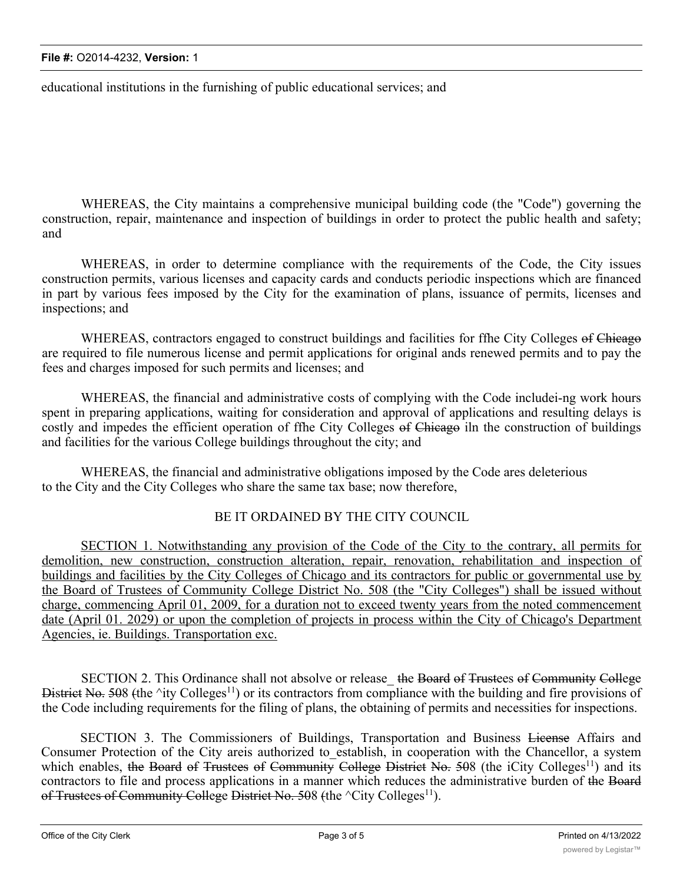educational institutions in the furnishing of public educational services; and

WHEREAS, the City maintains a comprehensive municipal building code (the "Code") governing the construction, repair, maintenance and inspection of buildings in order to protect the public health and safety; and

WHEREAS, in order to determine compliance with the requirements of the Code, the City issues construction permits, various licenses and capacity cards and conducts periodic inspections which are financed in part by various fees imposed by the City for the examination of plans, issuance of permits, licenses and inspections; and

WHEREAS, contractors engaged to construct buildings and facilities for ffhe City Colleges ~~of Chicago~~ are required to file numerous license and permit applications for original ands renewed permits and to pay the fees and charges imposed for such permits and licenses; and

WHEREAS, the financial and administrative costs of complying with the Code includei-ng work hours spent in preparing applications, waiting for consideration and approval of applications and resulting delays is costly and impedes the efficient operation of ffhe City Colleges ~~of Chicago~~ iln the construction of buildings and facilities for the various College buildings throughout the city; and

WHEREAS, the financial and administrative obligations imposed by the Code ares deleterious to the City and the City Colleges who share the same tax base; now therefore,

BE IT ORDAINED BY THE CITY COUNCIL

<u>SECTION 1. Notwithstanding any provision of the Code of the City to the contrary, all permits for demolition, new construction, construction alteration, repair, renovation, rehabilitation and inspection of buildings and facilities by the City Colleges of Chicago and its contractors for public or governmental use by the Board of Trustees of Community College District No. 508 (the "City Colleges") shall be issued without charge, commencing April 01, 2009, for a duration not to exceed twenty years from the noted commencement date (April 01. 2029) or upon the completion of projects in process within the City of Chicago's Department Agencies, ie. Buildings. Transportation exc.</u>

SECTION 2. This Ordinance shall not absolve or release_ ~~the Board of Trustees of Community College District No. 50~~8 ~~(~~the ^ity Colleges[11]) or its contractors from compliance with the building and fire provisions of the Code including requirements for the filing of plans, the obtaining of permits and necessities for inspections.

SECTION 3. The Commissioners of Buildings, Transportation and Business ~~License~~ Affairs and Consumer Protection of the City areis authorized to_establish, in cooperation with the Chancellor, a system which enables, ~~the Board of Trustees of Community College District No. 50~~8 (the iCity Colleges[11]) and its contractors to file and process applications in a manner which reduces the administrative burden of ~~the Board of Trustees of Community College District No. 50~~8 ~~(~~the ^City Colleges[11]).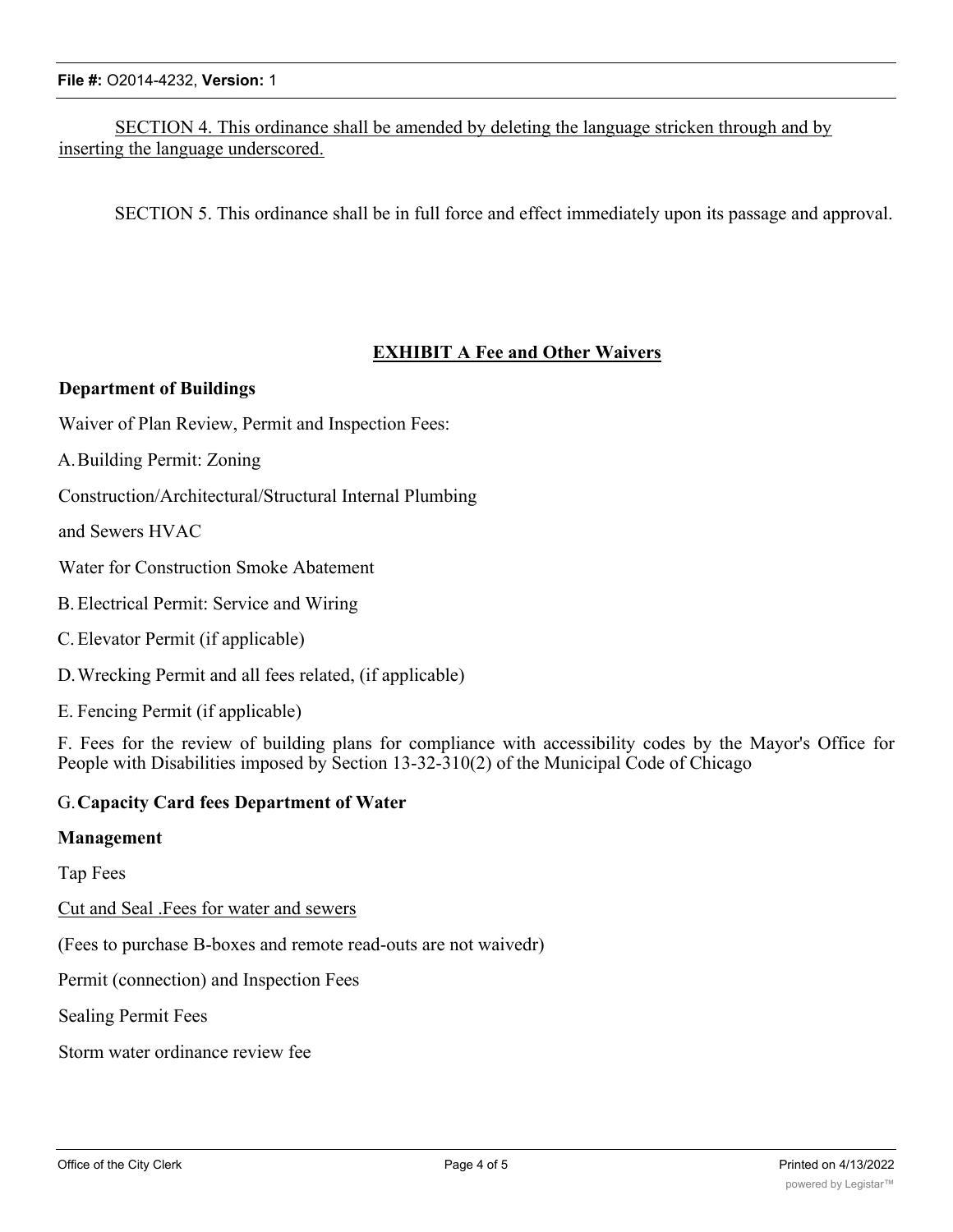SECTION 4. This ordinance shall be amended by deleting the language stricken through and by inserting the language underscored.

SECTION 5. This ordinance shall be in full force and effect immediately upon its passage and approval.

## EXHIBIT A Fee and Other Waivers

**Department of Buildings**

Waiver of Plan Review, Permit and Inspection Fees:

A. Building Permit: Zoning

Construction/Architectural/Structural Internal Plumbing

and Sewers HVAC

Water for Construction Smoke Abatement

B. Electrical Permit: Service and Wiring

C. Elevator Permit (if applicable)

D. Wrecking Permit and all fees related, (if applicable)

E. Fencing Permit (if applicable)

F. Fees for the review of building plans for compliance with accessibility codes by the Mayor's Office for People with Disabilities imposed by Section 13-32-310(2) of the Municipal Code of Chicago

G. **Capacity Card fees Department of Water**

**Management**

Tap Fees

Cut and Seal .Fees for water and sewers

(Fees to purchase B-boxes and remote read-outs are not waivedr)

Permit (connection) and Inspection Fees

Sealing Permit Fees

Storm water ordinance review fee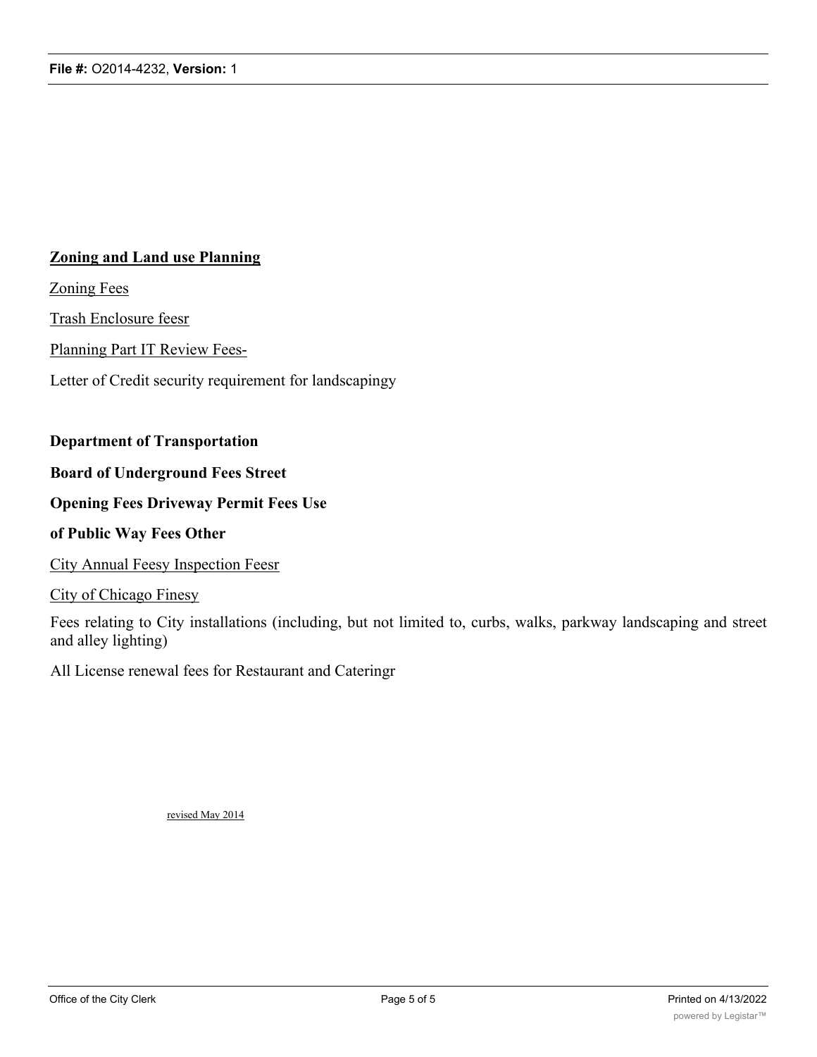**Zoning and Land use Planning**

Zoning Fees

Trash Enclosure feesr

Planning Part IT Review Fees-

Letter of Credit security requirement for landscapingy

**Department of Transportation**

**Board of Underground Fees Street**

**Opening Fees Driveway Permit Fees Use**

**of Public Way Fees Other**

City Annual Feesy Inspection Feesr

City of Chicago Finesy

Fees relating to City installations (including, but not limited to, curbs, walks, parkway landscaping and street and alley lighting)

All License renewal fees for Restaurant and Cateringr

revised May 2014